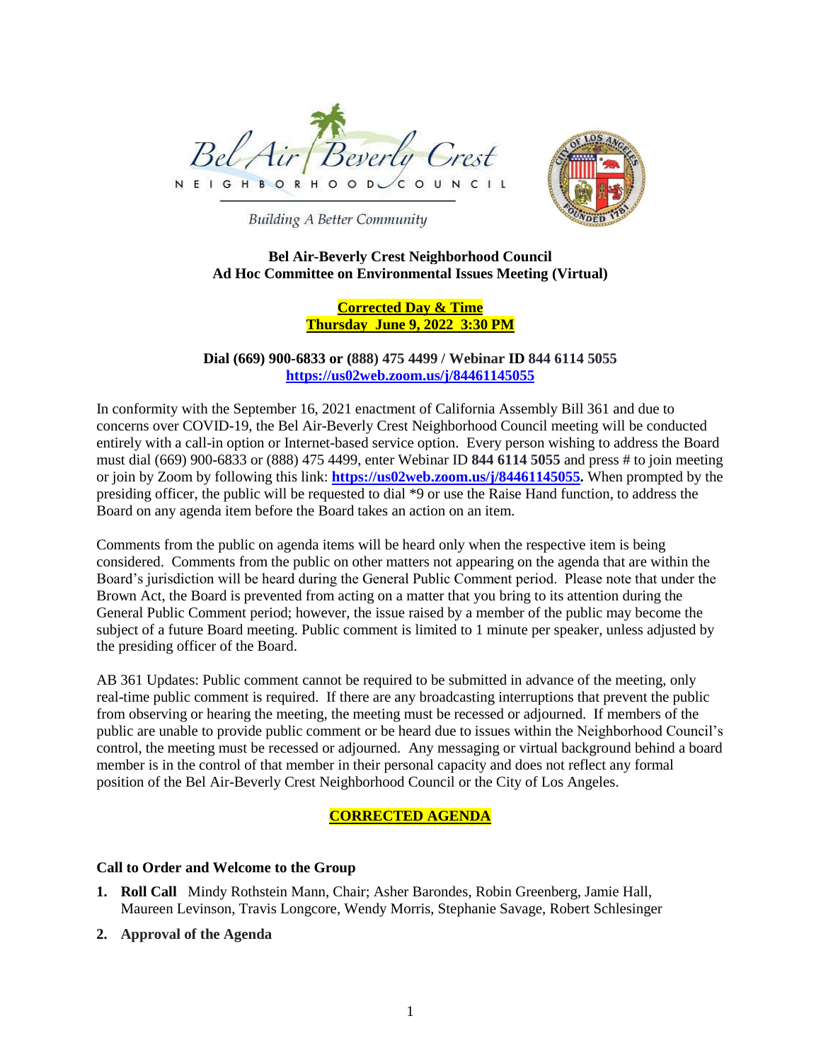Bel Air Beverly Crest NEIGHBORHOOD COUNCIL

Building A Better Community

**Bel Air-Beverly Crest Neighborhood Council**
**Ad Hoc Committee on Environmental Issues Meeting (Virtual)**

**Corrected Day & Time**
**Thursday June 9, 2022 3:30 PM**

**Dial (669) 900-6833 or (888) 475 4499 / Webinar ID 844 6114 5055**
**https://us02web.zoom.us/j/84461145055**

In conformity with the September 16, 2021 enactment of California Assembly Bill 361 and due to concerns over COVID-19, the Bel Air-Beverly Crest Neighborhood Council meeting will be conducted entirely with a call-in option or Internet-based service option. Every person wishing to address the Board must dial (669) 900-6833 or (888) 475 4499, enter Webinar ID **844 6114 5055** and press # to join meeting or join by Zoom by following this link: **https://us02web.zoom.us/j/84461145055.** When prompted by the presiding officer, the public will be requested to dial *9 or use the Raise Hand function, to address the Board on any agenda item before the Board takes an action on an item.

Comments from the public on agenda items will be heard only when the respective item is being considered. Comments from the public on other matters not appearing on the agenda that are within the Board's jurisdiction will be heard during the General Public Comment period. Please note that under the Brown Act, the Board is prevented from acting on a matter that you bring to its attention during the General Public Comment period; however, the issue raised by a member of the public may become the subject of a future Board meeting. Public comment is limited to 1 minute per speaker, unless adjusted by the presiding officer of the Board.

AB 361 Updates: Public comment cannot be required to be submitted in advance of the meeting, only real-time public comment is required. If there are any broadcasting interruptions that prevent the public from observing or hearing the meeting, the meeting must be recessed or adjourned. If members of the public are unable to provide public comment or be heard due to issues within the Neighborhood Council's control, the meeting must be recessed or adjourned. Any messaging or virtual background behind a board member is in the control of that member in their personal capacity and does not reflect any formal position of the Bel Air-Beverly Crest Neighborhood Council or the City of Los Angeles.

**CORRECTED AGENDA**

**Call to Order and Welcome to the Group**

1. **Roll Call** Mindy Rothstein Mann, Chair; Asher Barondes, Robin Greenberg, Jamie Hall, Maureen Levinson, Travis Longcore, Wendy Morris, Stephanie Savage, Robert Schlesinger
2. **Approval of the Agenda**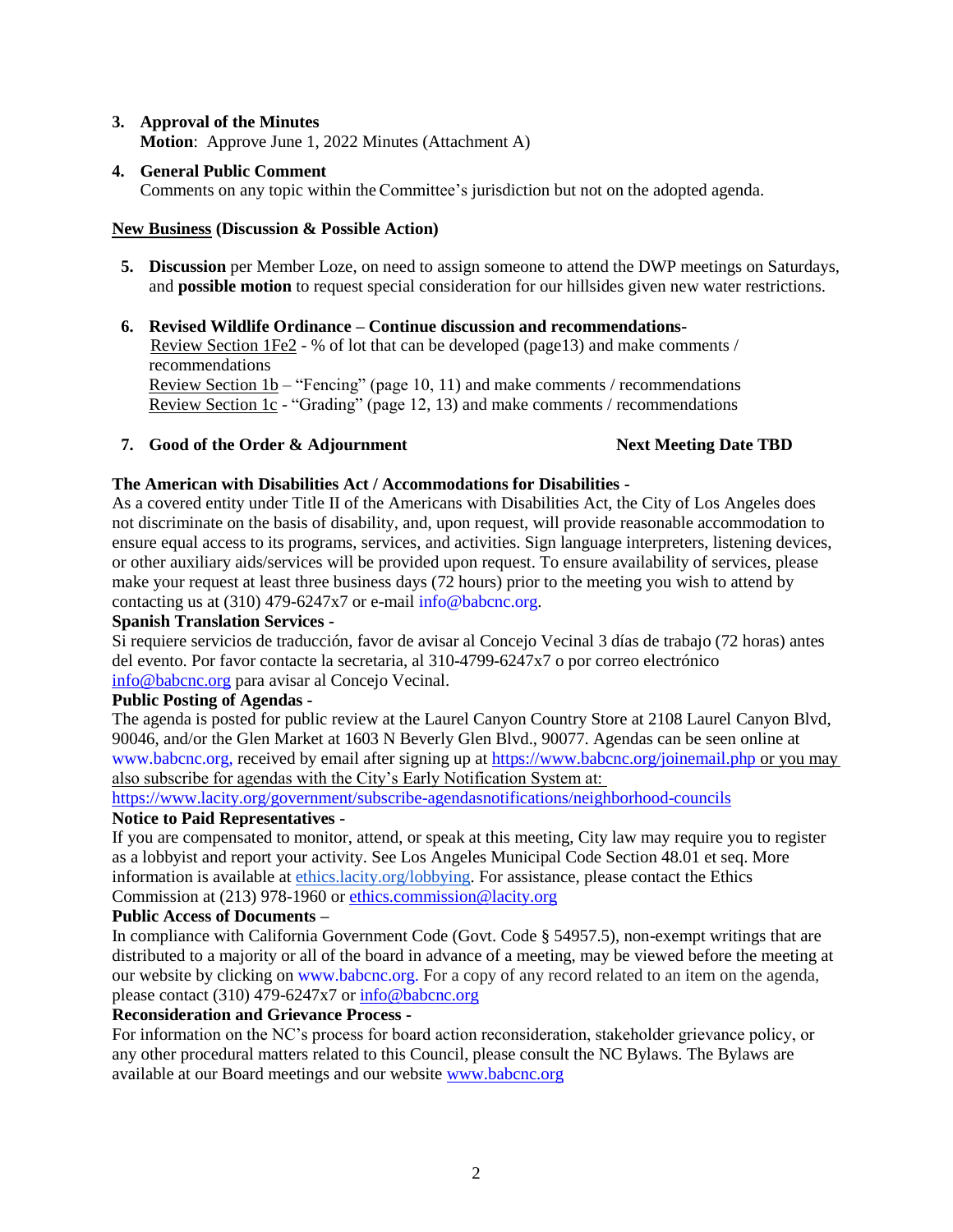3. **Approval of the Minutes**
   **Motion**: Approve June 1, 2022 Minutes (Attachment A)

4. **General Public Comment**
   Comments on any topic within the Committee's jurisdiction but not on the adopted agenda.

**New Business (Discussion & Possible Action)**

5. **Discussion** per Member Loze, on need to assign someone to attend the DWP meetings on Saturdays, and **possible motion** to request special consideration for our hillsides given new water restrictions.

6. **Revised Wildlife Ordinance – Continue discussion and recommendations-**
   Review Section 1Fe2 - % of lot that can be developed (page13) and make comments / recommendations
   Review Section 1b – "Fencing" (page 10, 11) and make comments / recommendations
   Review Section 1c - "Grading" (page 12, 13) and make comments / recommendations

7. **Good of the Order & Adjournment** **Next Meeting Date TBD**

**The American with Disabilities Act / Accommodations for Disabilities -**
As a covered entity under Title II of the Americans with Disabilities Act, the City of Los Angeles does not discriminate on the basis of disability, and, upon request, will provide reasonable accommodation to ensure equal access to its programs, services, and activities. Sign language interpreters, listening devices, or other auxiliary aids/services will be provided upon request. To ensure availability of services, please make your request at least three business days (72 hours) prior to the meeting you wish to attend by contacting us at (310) 479-6247x7 or e-mail info@babcnc.org.

**Spanish Translation Services -**
Si requiere servicios de traducción, favor de avisar al Concejo Vecinal 3 días de trabajo (72 horas) antes del evento. Por favor contacte la secretaria, al 310-4799-6247x7 o por correo electrónico info@babcnc.org para avisar al Concejo Vecinal.

**Public Posting of Agendas -**
The agenda is posted for public review at the Laurel Canyon Country Store at 2108 Laurel Canyon Blvd, 90046, and/or the Glen Market at 1603 N Beverly Glen Blvd., 90077. Agendas can be seen online at www.babcnc.org, received by email after signing up at https://www.babcnc.org/joinemail.php or you may also subscribe for agendas with the City's Early Notification System at: https://www.lacity.org/government/subscribe-agendasnotifications/neighborhood-councils

**Notice to Paid Representatives -**
If you are compensated to monitor, attend, or speak at this meeting, City law may require you to register as a lobbyist and report your activity. See Los Angeles Municipal Code Section 48.01 et seq. More information is available at ethics.lacity.org/lobbying. For assistance, please contact the Ethics Commission at (213) 978-1960 or ethics.commission@lacity.org

**Public Access of Documents –**
In compliance with California Government Code (Govt. Code § 54957.5), non-exempt writings that are distributed to a majority or all of the board in advance of a meeting, may be viewed before the meeting at our website by clicking on www.babcnc.org. For a copy of any record related to an item on the agenda, please contact (310) 479-6247x7 or info@babcnc.org

**Reconsideration and Grievance Process -**
For information on the NC's process for board action reconsideration, stakeholder grievance policy, or any other procedural matters related to this Council, please consult the NC Bylaws. The Bylaws are available at our Board meetings and our website www.babcnc.org